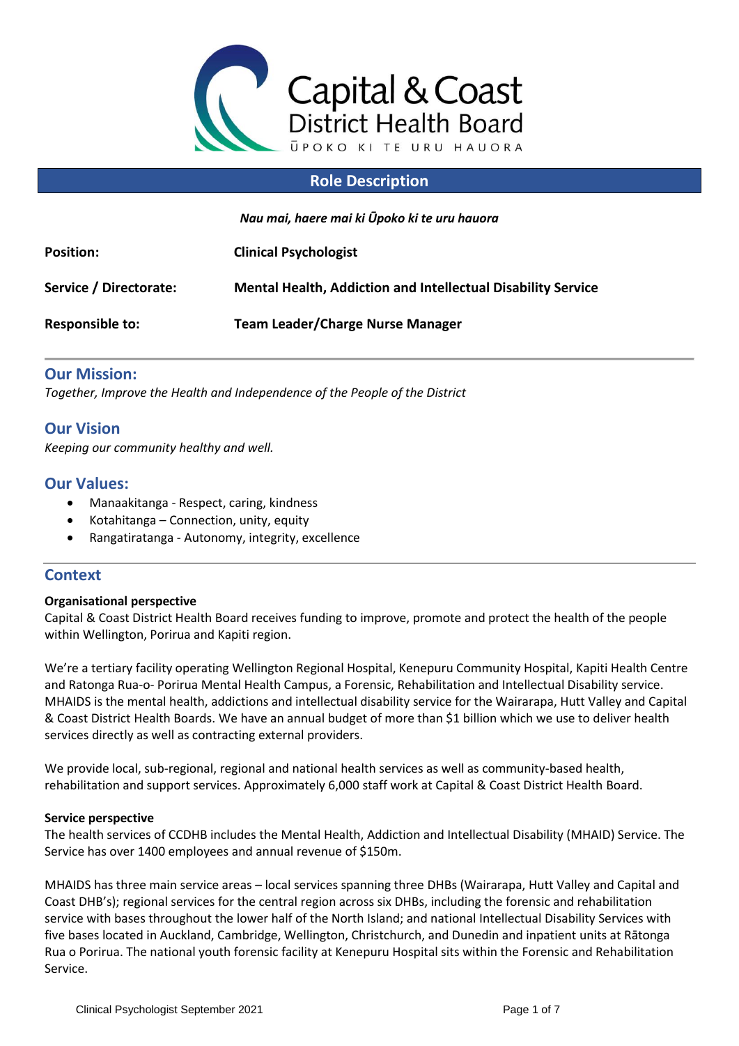# Capital & Coast District Health Board

ŪPOKO KI TE URU HAUORA

## Role Description

***Nau mai, haere mai ki Ūpoko ki te uru hauora***

| | |
|---|---|
| **Position:** | **Clinical Psychologist** |
| **Service / Directorate:** | **Mental Health, Addiction and Intellectual Disability Service** |
| **Responsible to:** | **Team Leader/Charge Nurse Manager** |

## Our Mission:

*Together, Improve the Health and Independence of the People of the District*

## Our Vision

*Keeping our community healthy and well.*

## Our Values:

- Manaakitanga - Respect, caring, kindness
- Kotahitanga – Connection, unity, equity
- Rangatiratanga - Autonomy, integrity, excellence

## Context

**Organisational perspective**

Capital & Coast District Health Board receives funding to improve, promote and protect the health of the people within Wellington, Porirua and Kapiti region.

We're a tertiary facility operating Wellington Regional Hospital, Kenepuru Community Hospital, Kapiti Health Centre and Ratonga Rua-o- Porirua Mental Health Campus, a Forensic, Rehabilitation and Intellectual Disability service. MHAIDS is the mental health, addictions and intellectual disability service for the Wairarapa, Hutt Valley and Capital & Coast District Health Boards. We have an annual budget of more than $1 billion which we use to deliver health services directly as well as contracting external providers.

We provide local, sub-regional, regional and national health services as well as community-based health, rehabilitation and support services. Approximately 6,000 staff work at Capital & Coast District Health Board.

**Service perspective**

The health services of CCDHB includes the Mental Health, Addiction and Intellectual Disability (MHAID) Service. The Service has over 1400 employees and annual revenue of $150m.

MHAIDS has three main service areas – local services spanning three DHBs (Wairarapa, Hutt Valley and Capital and Coast DHB's); regional services for the central region across six DHBs, including the forensic and rehabilitation service with bases throughout the lower half of the North Island; and national Intellectual Disability Services with five bases located in Auckland, Cambridge, Wellington, Christchurch, and Dunedin and inpatient units at Rātonga Rua o Porirua. The national youth forensic facility at Kenepuru Hospital sits within the Forensic and Rehabilitation Service.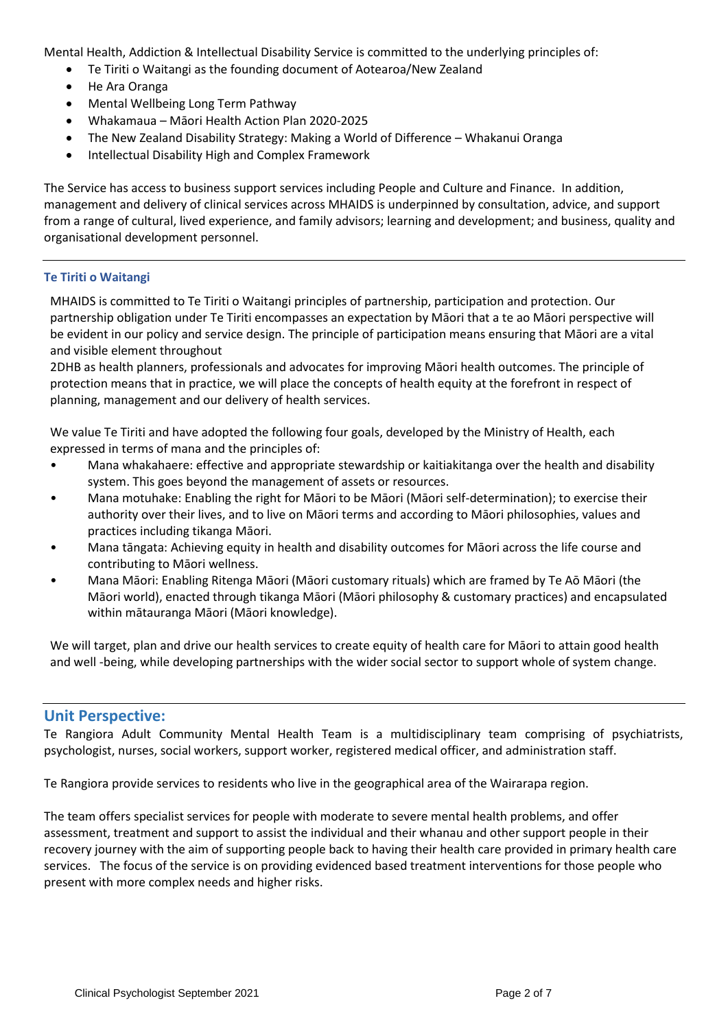Mental Health, Addiction & Intellectual Disability Service is committed to the underlying principles of:

- Te Tiriti o Waitangi as the founding document of Aotearoa/New Zealand
- He Ara Oranga
- Mental Wellbeing Long Term Pathway
- Whakamaua – Māori Health Action Plan 2020-2025
- The New Zealand Disability Strategy: Making a World of Difference – Whakanui Oranga
- Intellectual Disability High and Complex Framework

The Service has access to business support services including People and Culture and Finance. In addition, management and delivery of clinical services across MHAIDS is underpinned by consultation, advice, and support from a range of cultural, lived experience, and family advisors; learning and development; and business, quality and organisational development personnel.

### Te Tiriti o Waitangi

MHAIDS is committed to Te Tiriti o Waitangi principles of partnership, participation and protection. Our partnership obligation under Te Tiriti encompasses an expectation by Māori that a te ao Māori perspective will be evident in our policy and service design. The principle of participation means ensuring that Māori are a vital and visible element throughout
2DHB as health planners, professionals and advocates for improving Māori health outcomes. The principle of protection means that in practice, we will place the concepts of health equity at the forefront in respect of planning, management and our delivery of health services.

We value Te Tiriti and have adopted the following four goals, developed by the Ministry of Health, each expressed in terms of mana and the principles of:

- Mana whakahaere: effective and appropriate stewardship or kaitiakitanga over the health and disability system. This goes beyond the management of assets or resources.
- Mana motuhake: Enabling the right for Māori to be Māori (Māori self-determination); to exercise their authority over their lives, and to live on Māori terms and according to Māori philosophies, values and practices including tikanga Māori.
- Mana tāngata: Achieving equity in health and disability outcomes for Māori across the life course and contributing to Māori wellness.
- Mana Māori: Enabling Ritenga Māori (Māori customary rituals) which are framed by Te Aō Māori (the Māori world), enacted through tikanga Māori (Māori philosophy & customary practices) and encapsulated within mātauranga Māori (Māori knowledge).

We will target, plan and drive our health services to create equity of health care for Māori to attain good health and well -being, while developing partnerships with the wider social sector to support whole of system change.

## Unit Perspective:

Te Rangiora Adult Community Mental Health Team is a multidisciplinary team comprising of psychiatrists, psychologist, nurses, social workers, support worker, registered medical officer, and administration staff.

Te Rangiora provide services to residents who live in the geographical area of the Wairarapa region.

The team offers specialist services for people with moderate to severe mental health problems, and offer assessment, treatment and support to assist the individual and their whanau and other support people in their recovery journey with the aim of supporting people back to having their health care provided in primary health care services. The focus of the service is on providing evidenced based treatment interventions for those people who present with more complex needs and higher risks.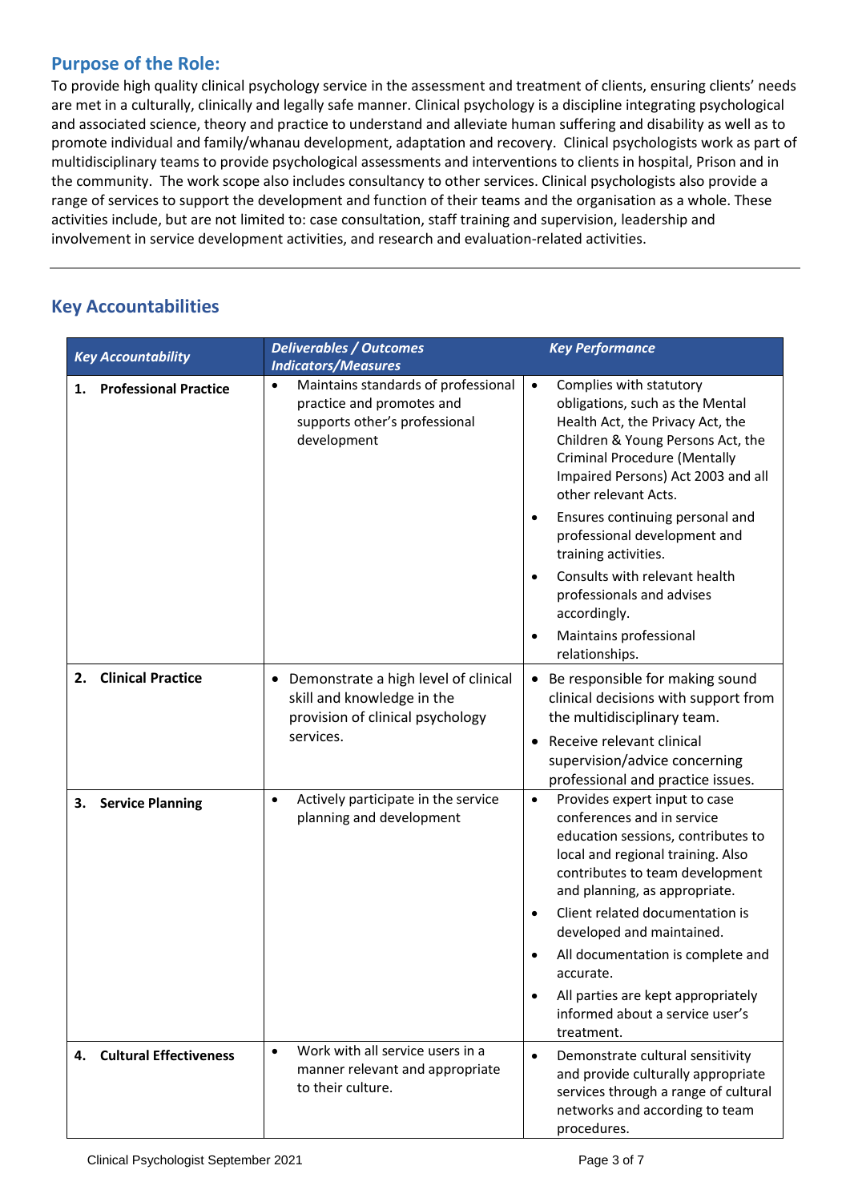## Purpose of the Role:

To provide high quality clinical psychology service in the assessment and treatment of clients, ensuring clients' needs are met in a culturally, clinically and legally safe manner. Clinical psychology is a discipline integrating psychological and associated science, theory and practice to understand and alleviate human suffering and disability as well as to promote individual and family/whanau development, adaptation and recovery. Clinical psychologists work as part of multidisciplinary teams to provide psychological assessments and interventions to clients in hospital, Prison and in the community. The work scope also includes consultancy to other services. Clinical psychologists also provide a range of services to support the development and function of their teams and the organisation as a whole. These activities include, but are not limited to: case consultation, staff training and supervision, leadership and involvement in service development activities, and research and evaluation-related activities.

---

## Key Accountabilities

| *Key Accountability* | *Deliverables / Outcomes Indicators/Measures* | *Key Performance* |
|---|---|---|
| **1. Professional Practice** | • Maintains standards of professional practice and promotes and supports other's professional development | • Complies with statutory obligations, such as the Mental Health Act, the Privacy Act, the Children & Young Persons Act, the Criminal Procedure (Mentally Impaired Persons) Act 2003 and all other relevant Acts.<br>• Ensures continuing personal and professional development and training activities.<br>• Consults with relevant health professionals and advises accordingly.<br>• Maintains professional relationships. |
| **2. Clinical Practice** | • Demonstrate a high level of clinical skill and knowledge in the provision of clinical psychology services. | • Be responsible for making sound clinical decisions with support from the multidisciplinary team.<br>• Receive relevant clinical supervision/advice concerning professional and practice issues. |
| **3. Service Planning** | • Actively participate in the service planning and development | • Provides expert input to case conferences and in service education sessions, contributes to local and regional training. Also contributes to team development and planning, as appropriate.<br>• Client related documentation is developed and maintained.<br>• All documentation is complete and accurate.<br>• All parties are kept appropriately informed about a service user's treatment. |
| **4. Cultural Effectiveness** | • Work with all service users in a manner relevant and appropriate to their culture. | • Demonstrate cultural sensitivity and provide culturally appropriate services through a range of cultural networks and according to team procedures. |

Clinical Psychologist September 2021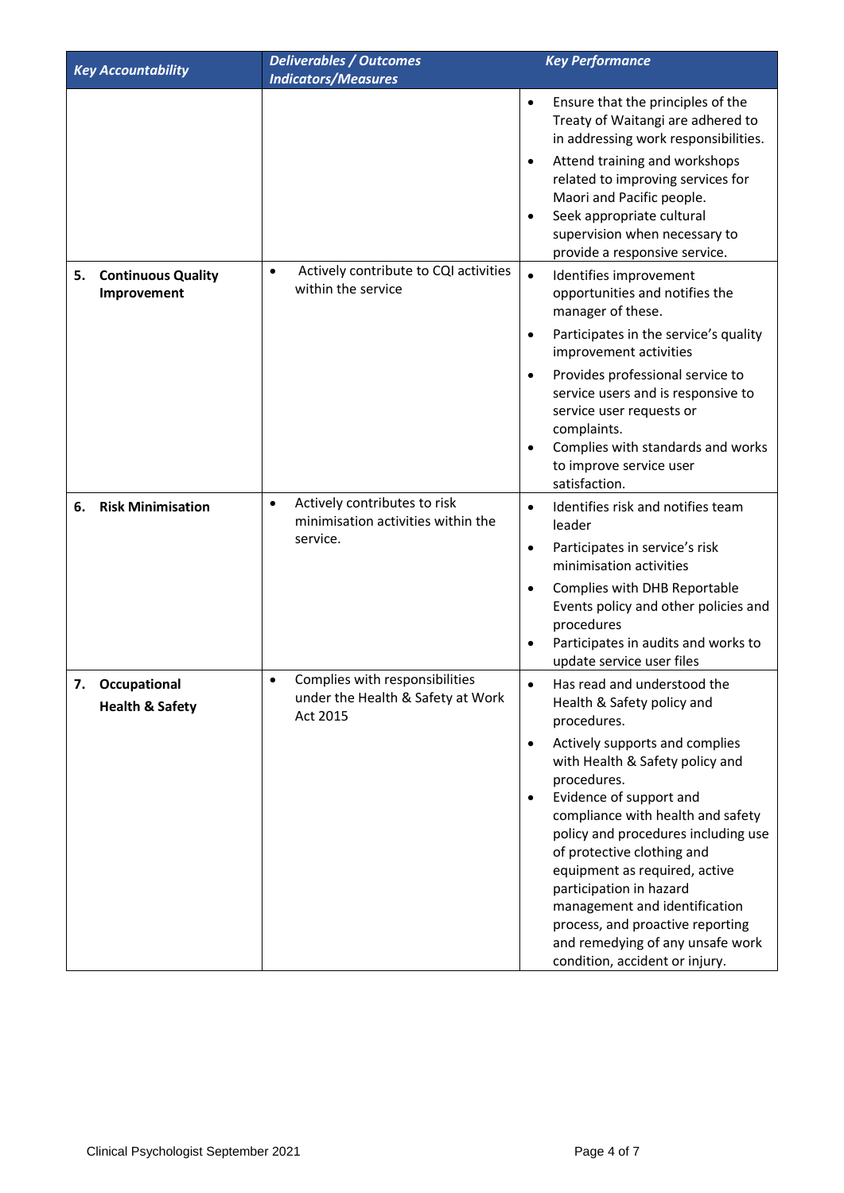| *Key Accountability* | *Deliverables / Outcomes Indicators/Measures* | *Key Performance* |
|---|---|---|
| | | • Ensure that the principles of the Treaty of Waitangi are adhered to in addressing work responsibilities.<br>• Attend training and workshops related to improving services for Maori and Pacific people.<br>• Seek appropriate cultural supervision when necessary to provide a responsive service. |
| **5. Continuous Quality Improvement** | • Actively contribute to CQI activities within the service | • Identifies improvement opportunities and notifies the manager of these.<br>• Participates in the service's quality improvement activities<br>• Provides professional service to service users and is responsive to service user requests or complaints.<br>• Complies with standards and works to improve service user satisfaction. |
| **6. Risk Minimisation** | • Actively contributes to risk minimisation activities within the service. | • Identifies risk and notifies team leader<br>• Participates in service's risk minimisation activities<br>• Complies with DHB Reportable Events policy and other policies and procedures<br>• Participates in audits and works to update service user files |
| **7. Occupational Health & Safety** | • Complies with responsibilities under the Health & Safety at Work Act 2015 | • Has read and understood the Health & Safety policy and procedures.<br>• Actively supports and complies with Health & Safety policy and procedures.<br>• Evidence of support and compliance with health and safety policy and procedures including use of protective clothing and equipment as required, active participation in hazard management and identification process, and proactive reporting and remedying of any unsafe work condition, accident or injury. |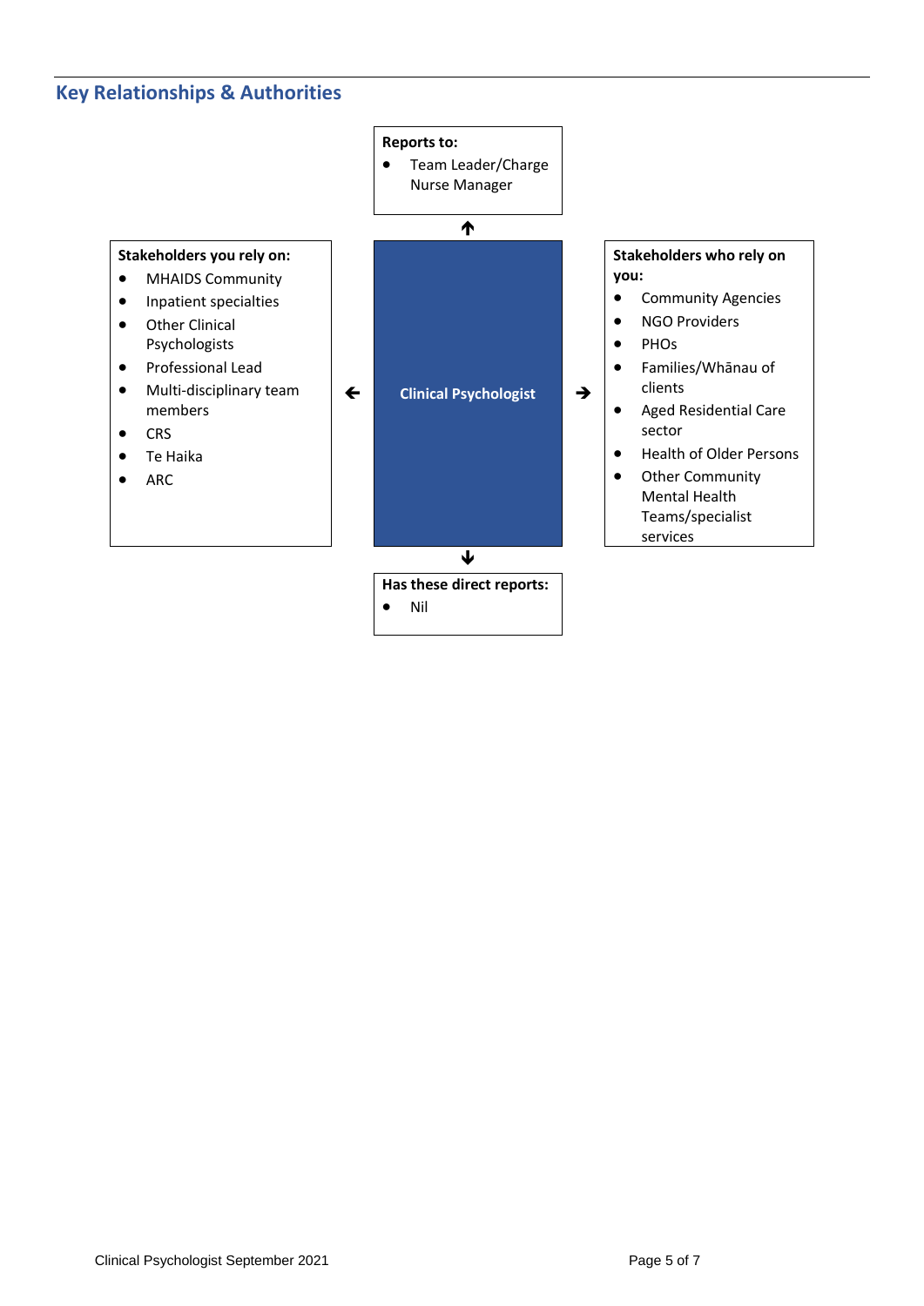## Key Relationships & Authorities

**Reports to:**

- Team Leader/Charge Nurse Manager

**Clinical Psychologist**

**Stakeholders you rely on:**

- MHAIDS Community
- Inpatient specialties
- Other Clinical Psychologists
- Professional Lead
- Multi-disciplinary team members
- CRS
- Te Haika
- ARC

**Stakeholders who rely on you:**

- Community Agencies
- NGO Providers
- PHOs
- Families/Whānau of clients
- Aged Residential Care sector
- Health of Older Persons
- Other Community Mental Health Teams/specialist services

**Has these direct reports:**

- Nil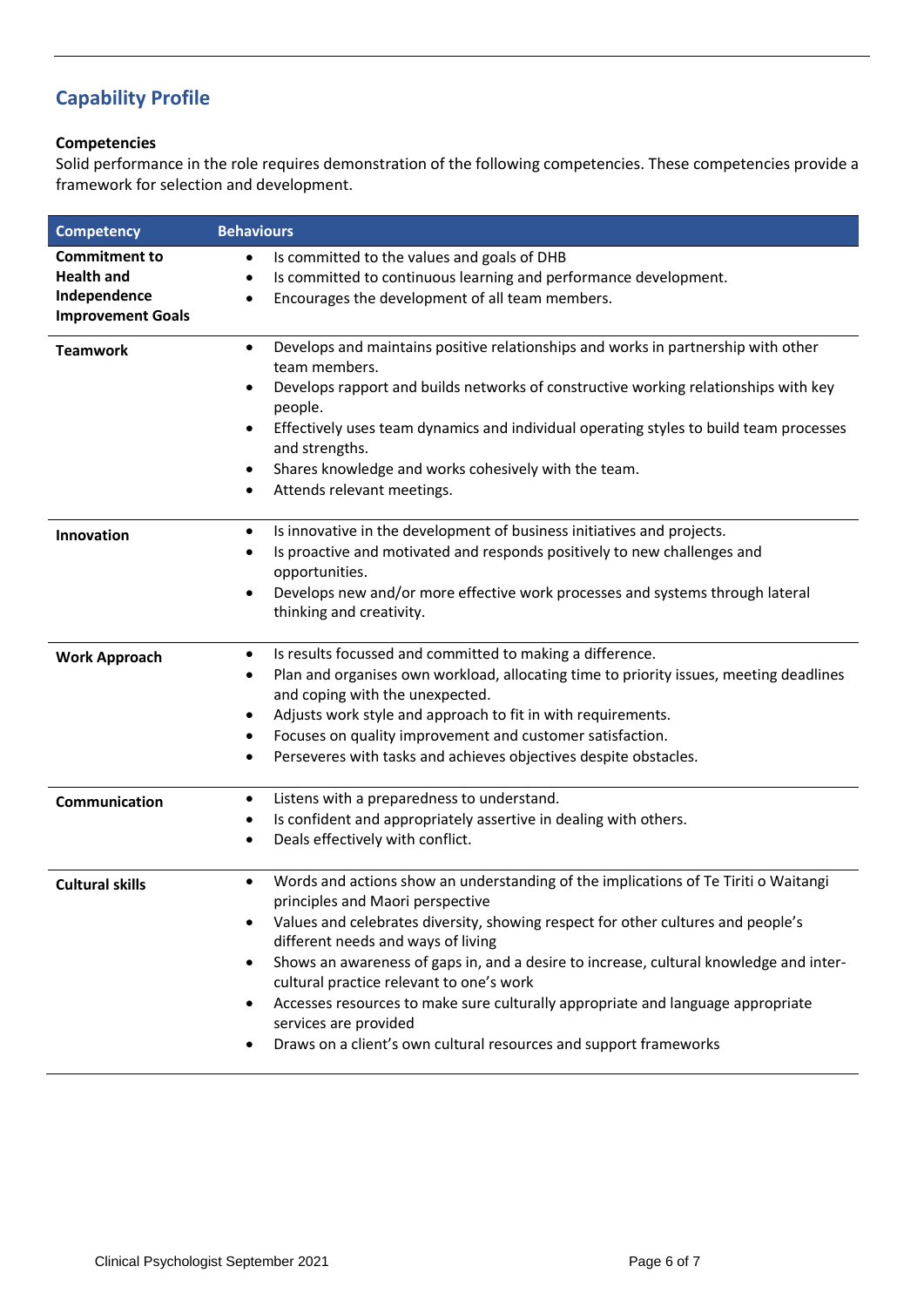## Capability Profile

### Competencies

Solid performance in the role requires demonstration of the following competencies. These competencies provide a framework for selection and development.

| Competency | Behaviours |
|---|---|
| **Commitment to Health and Independence Improvement Goals** | • Is committed to the values and goals of DHB<br>• Is committed to continuous learning and performance development.<br>• Encourages the development of all team members. |
| **Teamwork** | • Develops and maintains positive relationships and works in partnership with other team members.<br>• Develops rapport and builds networks of constructive working relationships with key people.<br>• Effectively uses team dynamics and individual operating styles to build team processes and strengths.<br>• Shares knowledge and works cohesively with the team.<br>• Attends relevant meetings. |
| **Innovation** | • Is innovative in the development of business initiatives and projects.<br>• Is proactive and motivated and responds positively to new challenges and opportunities.<br>• Develops new and/or more effective work processes and systems through lateral thinking and creativity. |
| **Work Approach** | • Is results focussed and committed to making a difference.<br>• Plan and organises own workload, allocating time to priority issues, meeting deadlines and coping with the unexpected.<br>• Adjusts work style and approach to fit in with requirements.<br>• Focuses on quality improvement and customer satisfaction.<br>• Perseveres with tasks and achieves objectives despite obstacles. |
| **Communication** | • Listens with a preparedness to understand.<br>• Is confident and appropriately assertive in dealing with others.<br>• Deals effectively with conflict. |
| **Cultural skills** | • Words and actions show an understanding of the implications of Te Tiriti o Waitangi principles and Maori perspective<br>• Values and celebrates diversity, showing respect for other cultures and people's different needs and ways of living<br>• Shows an awareness of gaps in, and a desire to increase, cultural knowledge and inter-cultural practice relevant to one's work<br>• Accesses resources to make sure culturally appropriate and language appropriate services are provided<br>• Draws on a client's own cultural resources and support frameworks |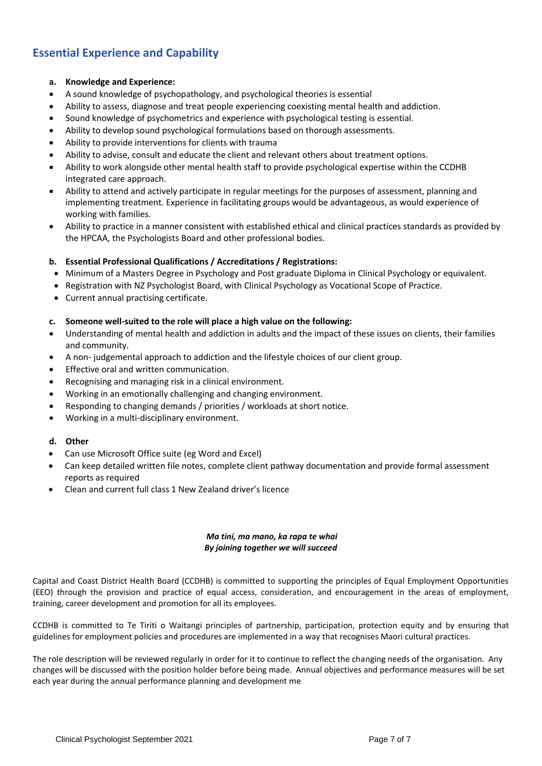## Essential Experience and Capability

**a. Knowledge and Experience:**

- A sound knowledge of psychopathology, and psychological theories is essential
- Ability to assess, diagnose and treat people experiencing coexisting mental health and addiction.
- Sound knowledge of psychometrics and experience with psychological testing is essential.
- Ability to develop sound psychological formulations based on thorough assessments.
- Ability to provide interventions for clients with trauma
- Ability to advise, consult and educate the client and relevant others about treatment options.
- Ability to work alongside other mental health staff to provide psychological expertise within the CCDHB integrated care approach.
- Ability to attend and actively participate in regular meetings for the purposes of assessment, planning and implementing treatment. Experience in facilitating groups would be advantageous, as would experience of working with families.
- Ability to practice in a manner consistent with established ethical and clinical practices standards as provided by the HPCAA, the Psychologists Board and other professional bodies.

**b. Essential Professional Qualifications / Accreditations / Registrations:**

- Minimum of a Masters Degree in Psychology and Post graduate Diploma in Clinical Psychology or equivalent.
- Registration with NZ Psychologist Board, with Clinical Psychology as Vocational Scope of Practice.
- Current annual practising certificate.

**c. Someone well-suited to the role will place a high value on the following:**

- Understanding of mental health and addiction in adults and the impact of these issues on clients, their families and community.
- A non- judgemental approach to addiction and the lifestyle choices of our client group.
- Effective oral and written communication.
- Recognising and managing risk in a clinical environment.
- Working in an emotionally challenging and changing environment.
- Responding to changing demands / priorities / workloads at short notice.
- Working in a multi-disciplinary environment.

**d. Other**

- Can use Microsoft Office suite (eg Word and Excel)
- Can keep detailed written file notes, complete client pathway documentation and provide formal assessment reports as required
- Clean and current full class 1 New Zealand driver's licence

***Ma tini, ma mano, ka rapa te whai***
***By joining together we will succeed***

Capital and Coast District Health Board (CCDHB) is committed to supporting the principles of Equal Employment Opportunities (EEO) through the provision and practice of equal access, consideration, and encouragement in the areas of employment, training, career development and promotion for all its employees.

CCDHB is committed to Te Tiriti o Waitangi principles of partnership, participation, protection equity and by ensuring that guidelines for employment policies and procedures are implemented in a way that recognises Maori cultural practices.

The role description will be reviewed regularly in order for it to continue to reflect the changing needs of the organisation. Any changes will be discussed with the position holder before being made. Annual objectives and performance measures will be set each year during the annual performance planning and development me